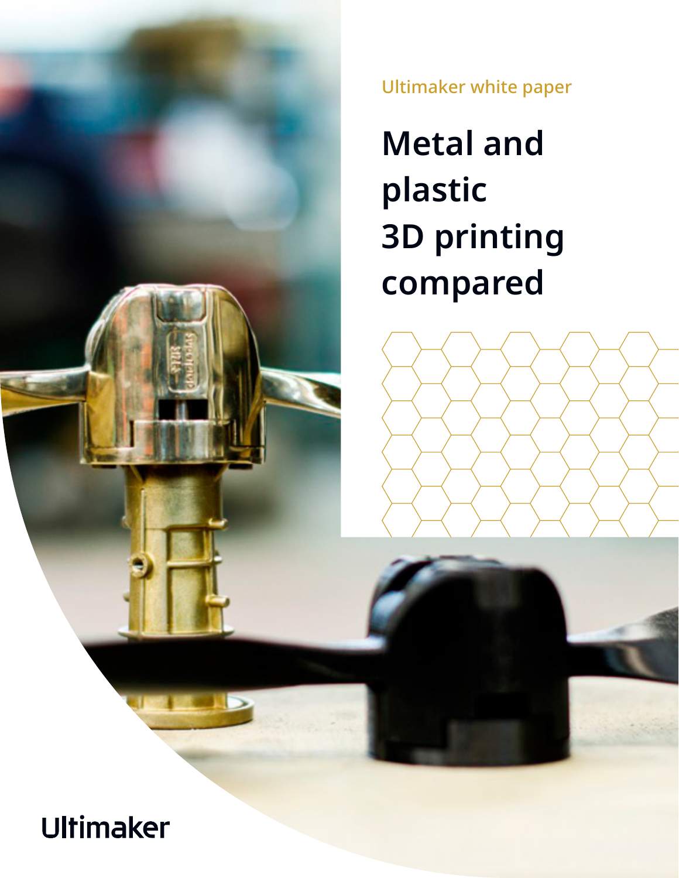Ultimaker white paper

# Metal and plastic 3D printing compared

Ultimaker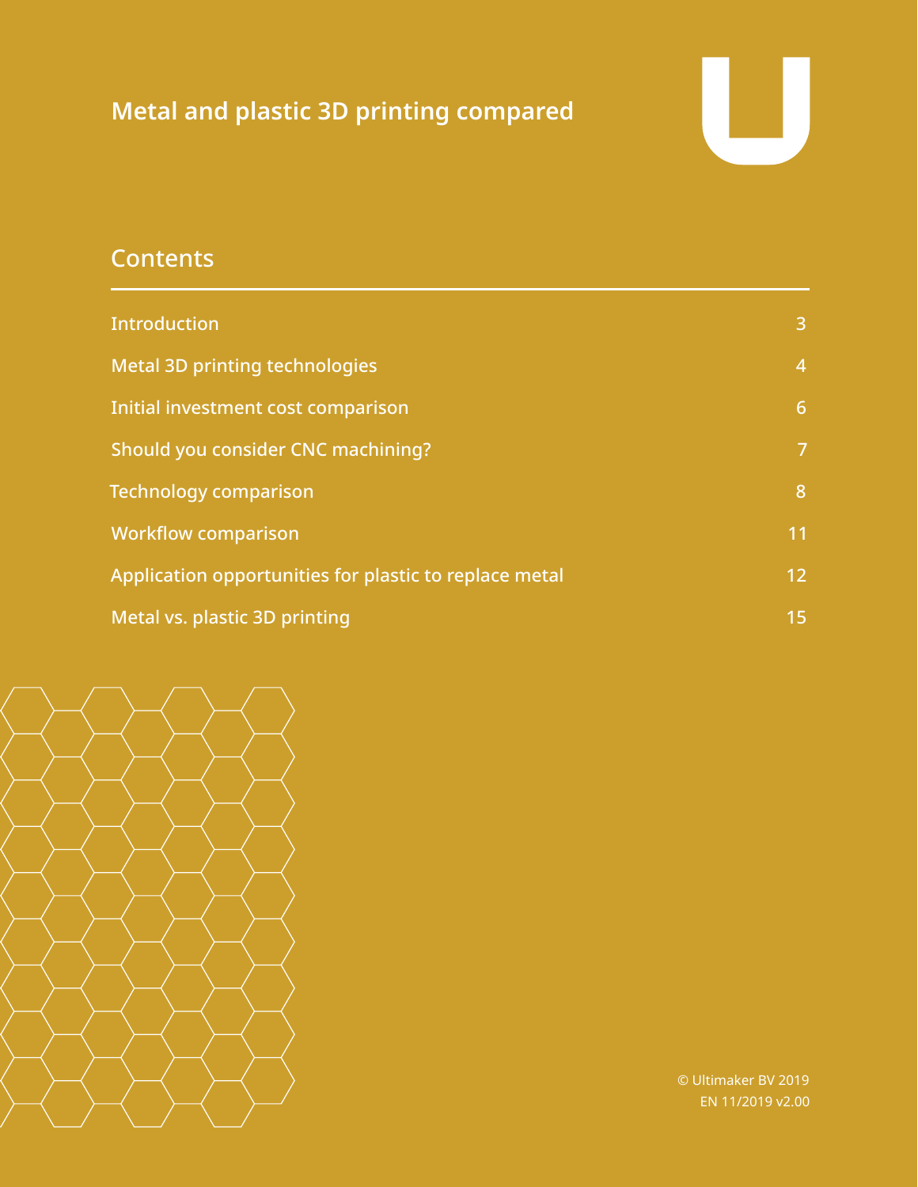# Metal and plastic 3D printing compared

## Contents

| | |
|---|---|
| Introduction | 3 |
| Metal 3D printing technologies | 4 |
| Initial investment cost comparison | 6 |
| Should you consider CNC machining? | 7 |
| Technology comparison | 8 |
| Workflow comparison | 11 |
| Application opportunities for plastic to replace metal | 12 |
| Metal vs. plastic 3D printing | 15 |

© Ultimaker BV 2019
EN 11/2019 v2.00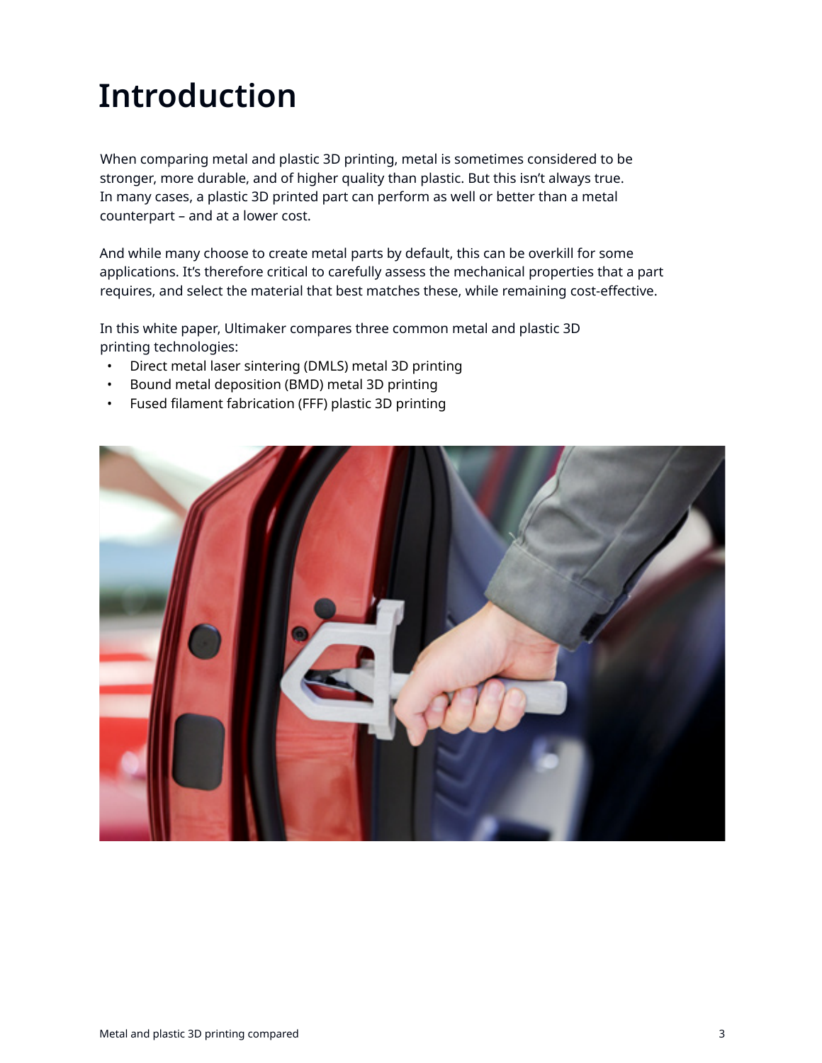# Introduction

When comparing metal and plastic 3D printing, metal is sometimes considered to be stronger, more durable, and of higher quality than plastic. But this isn't always true. In many cases, a plastic 3D printed part can perform as well or better than a metal counterpart – and at a lower cost.

And while many choose to create metal parts by default, this can be overkill for some applications. It's therefore critical to carefully assess the mechanical properties that a part requires, and select the material that best matches these, while remaining cost-effective.

In this white paper, Ultimaker compares three common metal and plastic 3D printing technologies:

- Direct metal laser sintering (DMLS) metal 3D printing
- Bound metal deposition (BMD) metal 3D printing
- Fused filament fabrication (FFF) plastic 3D printing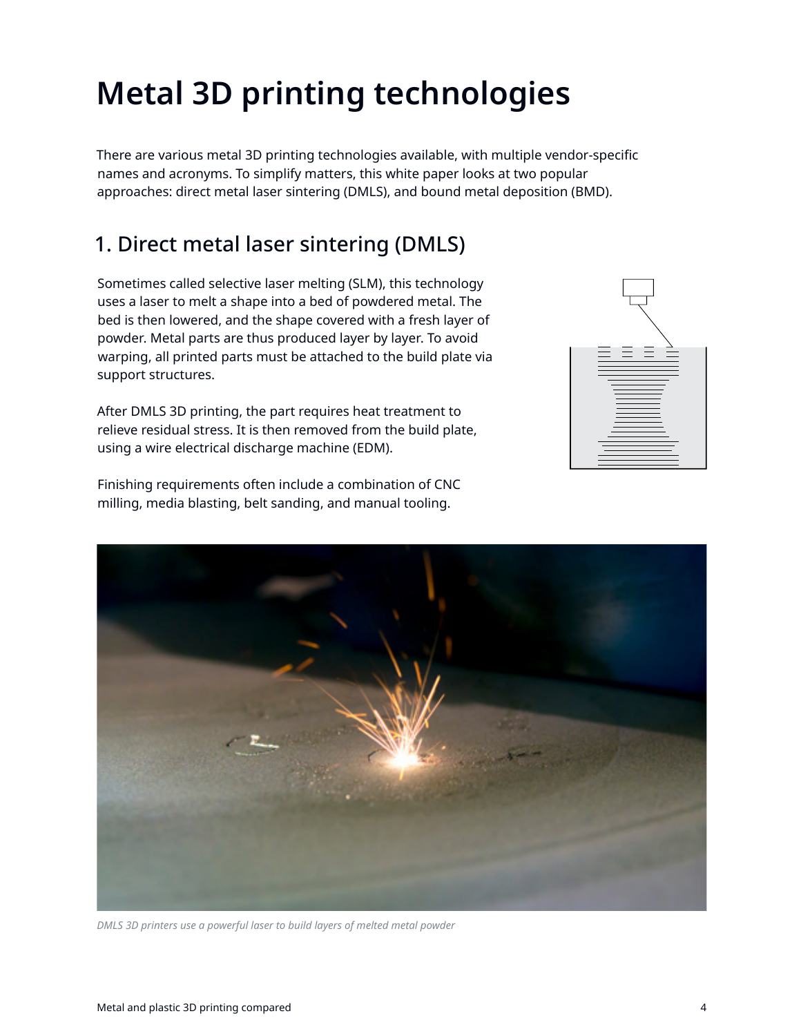# Metal 3D printing technologies

There are various metal 3D printing technologies available, with multiple vendor-specific names and acronyms. To simplify matters, this white paper looks at two popular approaches: direct metal laser sintering (DMLS), and bound metal deposition (BMD).

## 1. Direct metal laser sintering (DMLS)

Sometimes called selective laser melting (SLM), this technology uses a laser to melt a shape into a bed of powdered metal. The bed is then lowered, and the shape covered with a fresh layer of powder. Metal parts are thus produced layer by layer. To avoid warping, all printed parts must be attached to the build plate via support structures.

After DMLS 3D printing, the part requires heat treatment to relieve residual stress. It is then removed from the build plate, using a wire electrical discharge machine (EDM).

Finishing requirements often include a combination of CNC milling, media blasting, belt sanding, and manual tooling.

*DMLS 3D printers use a powerful laser to build layers of melted metal powder*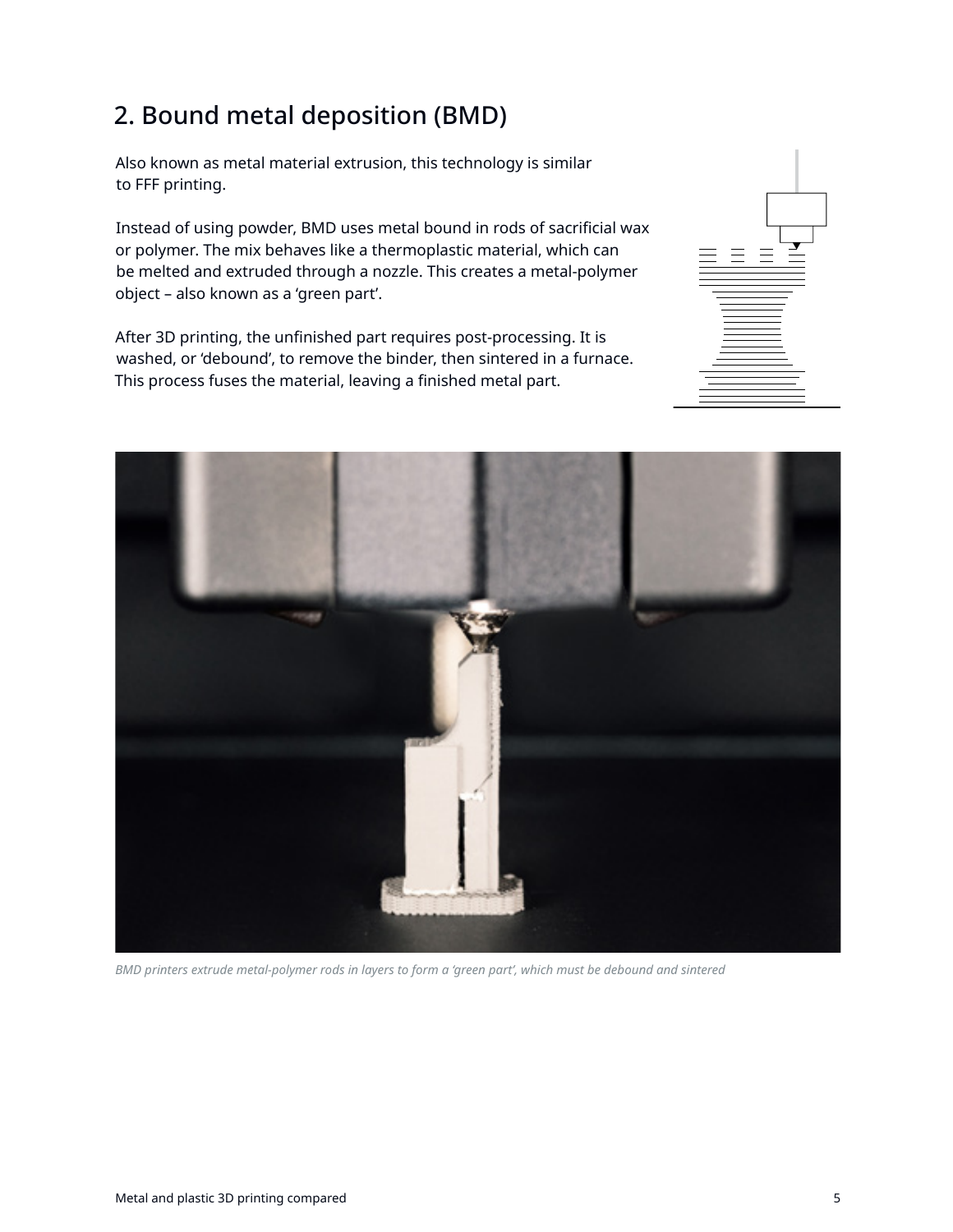## 2. Bound metal deposition (BMD)

Also known as metal material extrusion, this technology is similar to FFF printing.

Instead of using powder, BMD uses metal bound in rods of sacrificial wax or polymer. The mix behaves like a thermoplastic material, which can be melted and extruded through a nozzle. This creates a metal-polymer object – also known as a 'green part'.

After 3D printing, the unfinished part requires post-processing. It is washed, or 'debound', to remove the binder, then sintered in a furnace. This process fuses the material, leaving a finished metal part.

*BMD printers extrude metal-polymer rods in layers to form a 'green part', which must be debound and sintered*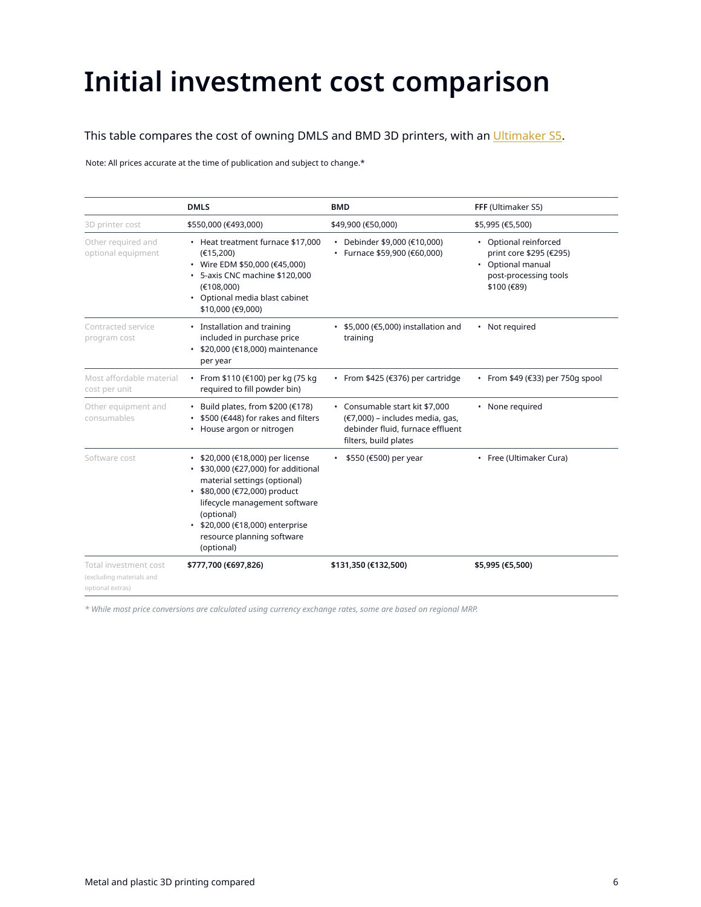# Initial investment cost comparison

This table compares the cost of owning DMLS and BMD 3D printers, with an Ultimaker S5.

Note: All prices accurate at the time of publication and subject to change.*

| | **DMLS** | **BMD** | **FFF** (Ultimaker S5) |
|---|---|---|---|
| 3D printer cost | $550,000 (€493,000) | $49,900 (€50,000) | $5,995 (€5,500) |
| Other required and optional equipment | • Heat treatment furnace $17,000 (€15,200)<br>• Wire EDM $50,000 (€45,000)<br>• 5-axis CNC machine $120,000 (€108,000)<br>• Optional media blast cabinet $10,000 (€9,000) | • Debinder $9,000 (€10,000)<br>• Furnace $59,900 (€60,000) | • Optional reinforced print core $295 (€295)<br>• Optional manual post-processing tools $100 (€89) |
| Contracted service program cost | • Installation and training included in purchase price<br>• $20,000 (€18,000) maintenance per year | • $5,000 (€5,000) installation and training | • Not required |
| Most affordable material cost per unit | • From $110 (€100) per kg (75 kg required to fill powder bin) | • From $425 (€376) per cartridge | • From $49 (€33) per 750g spool |
| Other equipment and consumables | • Build plates, from $200 (€178)<br>• $500 (€448) for rakes and filters<br>• House argon or nitrogen | • Consumable start kit $7,000 (€7,000) – includes media, gas, debinder fluid, furnace effluent filters, build plates | • None required |
| Software cost | • $20,000 (€18,000) per license<br>• $30,000 (€27,000) for additional material settings (optional)<br>• $80,000 (€72,000) product lifecycle management software (optional)<br>• $20,000 (€18,000) enterprise resource planning software (optional) | • $550 (€500) per year | • Free (Ultimaker Cura) |
| Total investment cost (excluding materials and optional extras) | **$777,700 (€697,826)** | **$131,350 (€132,500)** | **$5,995 (€5,500)** |

*\* While most price conversions are calculated using currency exchange rates, some are based on regional MRP.*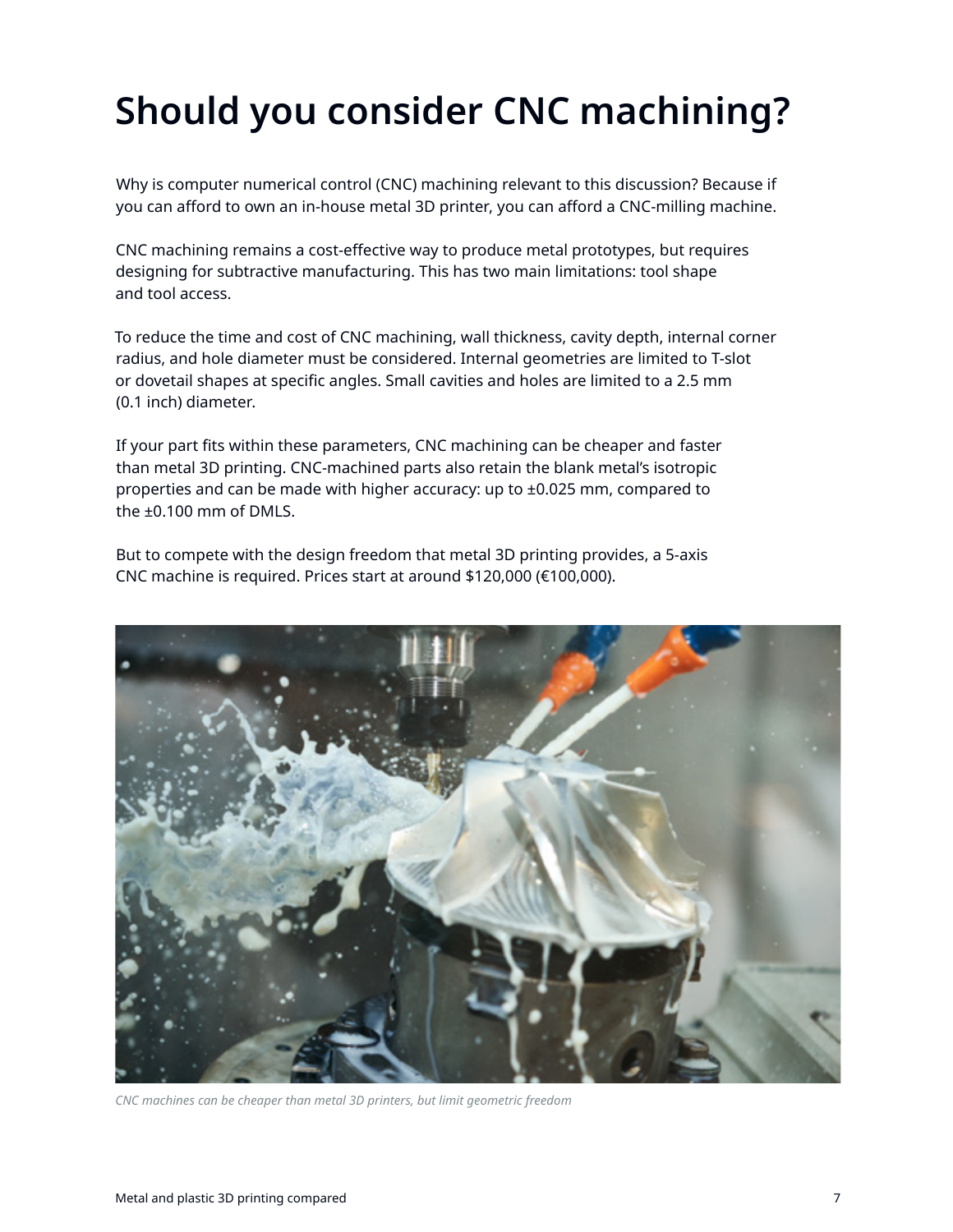# Should you consider CNC machining?

Why is computer numerical control (CNC) machining relevant to this discussion? Because if you can afford to own an in-house metal 3D printer, you can afford a CNC-milling machine.

CNC machining remains a cost-effective way to produce metal prototypes, but requires designing for subtractive manufacturing. This has two main limitations: tool shape and tool access.

To reduce the time and cost of CNC machining, wall thickness, cavity depth, internal corner radius, and hole diameter must be considered. Internal geometries are limited to T-slot or dovetail shapes at specific angles. Small cavities and holes are limited to a 2.5 mm (0.1 inch) diameter.

If your part fits within these parameters, CNC machining can be cheaper and faster than metal 3D printing. CNC-machined parts also retain the blank metal's isotropic properties and can be made with higher accuracy: up to ±0.025 mm, compared to the ±0.100 mm of DMLS.

But to compete with the design freedom that metal 3D printing provides, a 5-axis CNC machine is required. Prices start at around $120,000 (€100,000).

*CNC machines can be cheaper than metal 3D printers, but limit geometric freedom*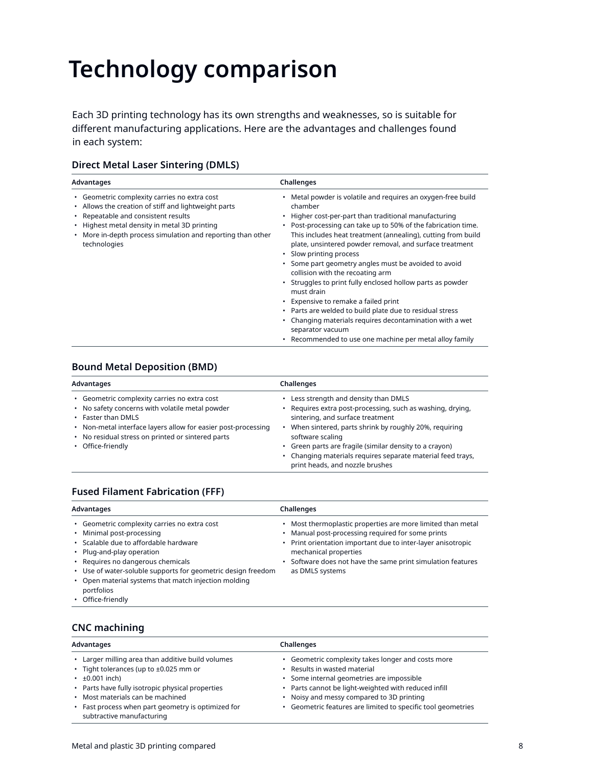# Technology comparison

Each 3D printing technology has its own strengths and weaknesses, so is suitable for different manufacturing applications. Here are the advantages and challenges found in each system:

### Direct Metal Laser Sintering (DMLS)

| Advantages | Challenges |
|---|---|
| • Geometric complexity carries no extra cost<br>• Allows the creation of stiff and lightweight parts<br>• Repeatable and consistent results<br>• Highest metal density in metal 3D printing<br>• More in-depth process simulation and reporting than other technologies | • Metal powder is volatile and requires an oxygen-free build chamber<br>• Higher cost-per-part than traditional manufacturing<br>• Post-processing can take up to 50% of the fabrication time. This includes heat treatment (annealing), cutting from build plate, unsintered powder removal, and surface treatment<br>• Slow printing process<br>• Some part geometry angles must be avoided to avoid collision with the recoating arm<br>• Struggles to print fully enclosed hollow parts as powder must drain<br>• Expensive to remake a failed print<br>• Parts are welded to build plate due to residual stress<br>• Changing materials requires decontamination with a wet separator vacuum<br>• Recommended to use one machine per metal alloy family |

### Bound Metal Deposition (BMD)

| Advantages | Challenges |
|---|---|
| • Geometric complexity carries no extra cost<br>• No safety concerns with volatile metal powder<br>• Faster than DMLS<br>• Non-metal interface layers allow for easier post-processing<br>• No residual stress on printed or sintered parts<br>• Office-friendly | • Less strength and density than DMLS<br>• Requires extra post-processing, such as washing, drying, sintering, and surface treatment<br>• When sintered, parts shrink by roughly 20%, requiring software scaling<br>• Green parts are fragile (similar density to a crayon)<br>• Changing materials requires separate material feed trays, print heads, and nozzle brushes |

### Fused Filament Fabrication (FFF)

| Advantages | Challenges |
|---|---|
| • Geometric complexity carries no extra cost<br>• Minimal post-processing<br>• Scalable due to affordable hardware<br>• Plug-and-play operation<br>• Requires no dangerous chemicals<br>• Use of water-soluble supports for geometric design freedom<br>• Open material systems that match injection molding portfolios<br>• Office-friendly | • Most thermoplastic properties are more limited than metal<br>• Manual post-processing required for some prints<br>• Print orientation important due to inter-layer anisotropic mechanical properties<br>• Software does not have the same print simulation features as DMLS systems |

### CNC machining

| Advantages | Challenges |
|---|---|
| • Larger milling area than additive build volumes<br>• Tight tolerances (up to ±0.025 mm or<br>• ±0.001 inch)<br>• Parts have fully isotropic physical properties<br>• Most materials can be machined<br>• Fast process when part geometry is optimized for subtractive manufacturing | • Geometric complexity takes longer and costs more<br>• Results in wasted material<br>• Some internal geometries are impossible<br>• Parts cannot be light-weighted with reduced infill<br>• Noisy and messy compared to 3D printing<br>• Geometric features are limited to specific tool geometries |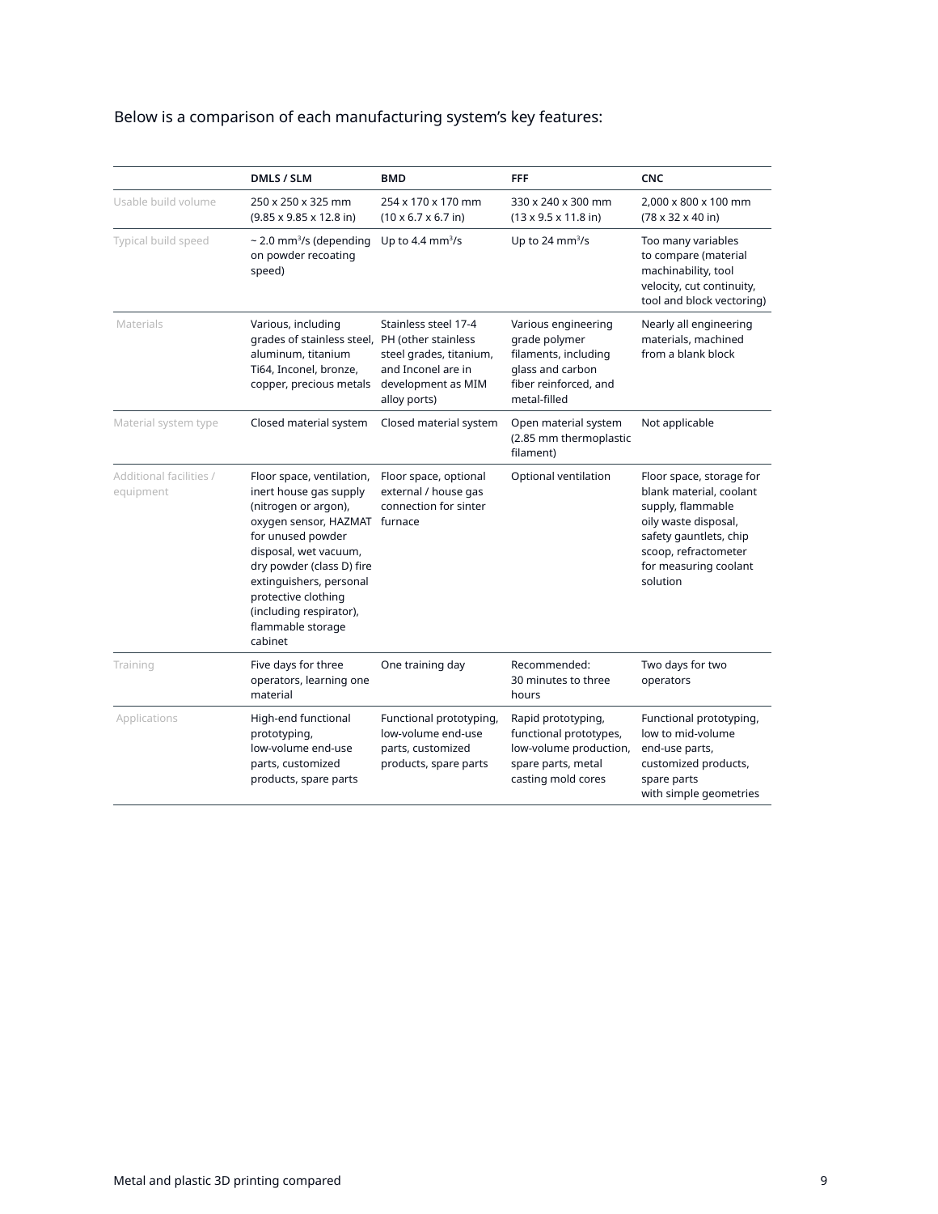Below is a comparison of each manufacturing system's key features:

| | DMLS / SLM | BMD | FFF | CNC |
|---|---|---|---|---|
| Usable build volume | 250 x 250 x 325 mm (9.85 x 9.85 x 12.8 in) | 254 x 170 x 170 mm (10 x 6.7 x 6.7 in) | 330 x 240 x 300 mm (13 x 9.5 x 11.8 in) | 2,000 x 800 x 100 mm (78 x 32 x 40 in) |
| Typical build speed | ~ 2.0 mm³/s (depending on powder recoating speed) | Up to 4.4 mm³/s | Up to 24 mm³/s | Too many variables to compare (material machinability, tool velocity, cut continuity, tool and block vectoring) |
| Materials | Various, including grades of stainless steel, aluminum, titanium Ti64, Inconel, bronze, copper, precious metals | Stainless steel 17-4 PH (other stainless steel grades, titanium, and Inconel are in development as MIM alloy ports) | Various engineering grade polymer filaments, including glass and carbon fiber reinforced, and metal-filled | Nearly all engineering materials, machined from a blank block |
| Material system type | Closed material system | Closed material system | Open material system (2.85 mm thermoplastic filament) | Not applicable |
| Additional facilities / equipment | Floor space, ventilation, inert house gas supply (nitrogen or argon), oxygen sensor, HAZMAT for unused powder disposal, wet vacuum, dry powder (class D) fire extinguishers, personal protective clothing (including respirator), flammable storage cabinet | Floor space, optional external / house gas connection for sinter furnace | Optional ventilation | Floor space, storage for blank material, coolant supply, flammable oily waste disposal, safety gauntlets, chip scoop, refractometer for measuring coolant solution |
| Training | Five days for three operators, learning one material | One training day | Recommended: 30 minutes to three hours | Two days for two operators |
| Applications | High-end functional prototyping, low-volume end-use parts, customized products, spare parts | Functional prototyping, low-volume end-use parts, customized products, spare parts | Rapid prototyping, functional prototypes, low-volume production, spare parts, metal casting mold cores | Functional prototyping, low to mid-volume end-use parts, customized products, spare parts with simple geometries |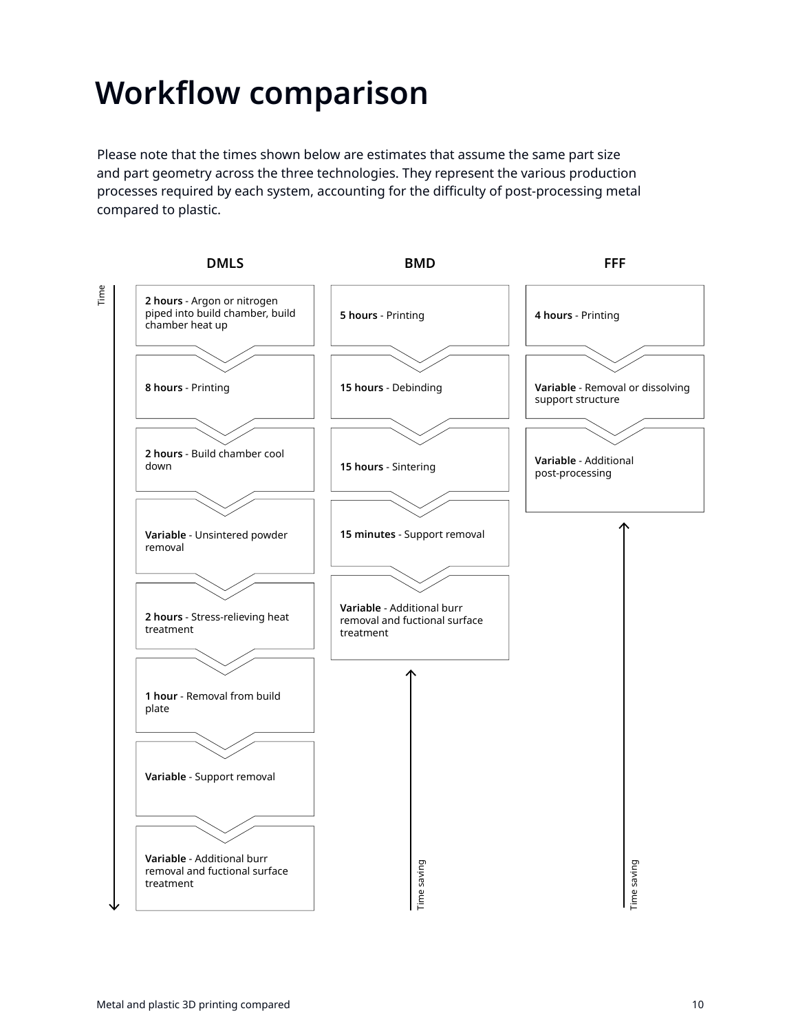# Workflow comparison

Please note that the times shown below are estimates that assume the same part size and part geometry across the three technologies. They represent the various production processes required by each system, accounting for the difficulty of post-processing metal compared to plastic.

### DMLS

1. **2 hours** - Argon or nitrogen piped into build chamber, build chamber heat up
2. **8 hours** - Printing
3. **2 hours** - Build chamber cool down
4. **Variable** - Unsintered powder removal
5. **2 hours** - Stress-relieving heat treatment
6. **1 hour** - Removal from build plate
7. **Variable** - Support removal
8. **Variable** - Additional burr removal and fuctional surface treatment

### BMD

1. **5 hours** - Printing
2. **15 hours** - Debinding
3. **15 hours** - Sintering
4. **15 minutes** - Support removal
5. **Variable** - Additional burr removal and fuctional surface treatment

Time saving

### FFF

1. **4 hours** - Printing
2. **Variable** - Removal or dissolving support structure
3. **Variable** - Additional post-processing

Time saving

Time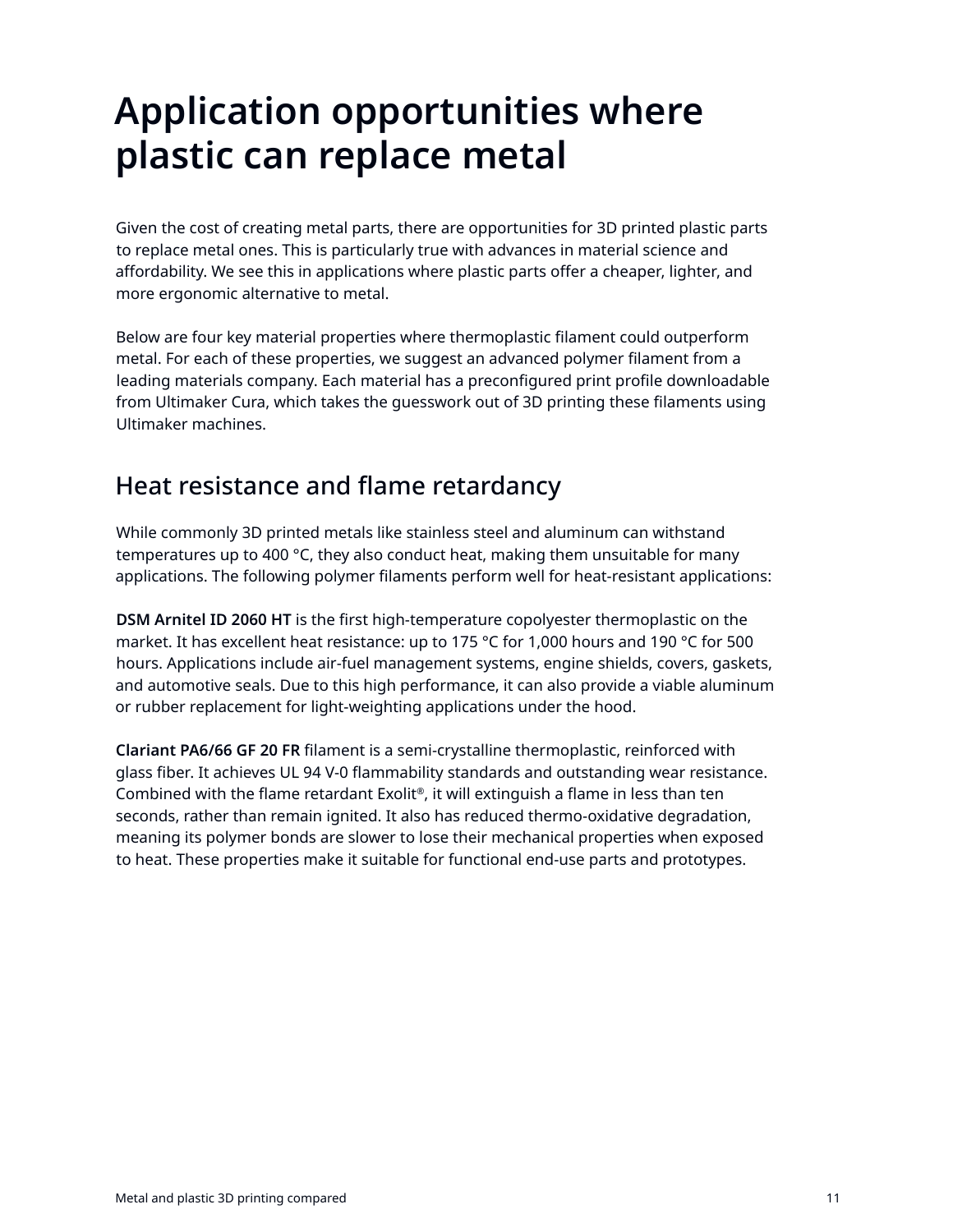# Application opportunities where plastic can replace metal

Given the cost of creating metal parts, there are opportunities for 3D printed plastic parts to replace metal ones. This is particularly true with advances in material science and affordability. We see this in applications where plastic parts offer a cheaper, lighter, and more ergonomic alternative to metal.

Below are four key material properties where thermoplastic filament could outperform metal. For each of these properties, we suggest an advanced polymer filament from a leading materials company. Each material has a preconfigured print profile downloadable from Ultimaker Cura, which takes the guesswork out of 3D printing these filaments using Ultimaker machines.

## Heat resistance and flame retardancy

While commonly 3D printed metals like stainless steel and aluminum can withstand temperatures up to 400 °C, they also conduct heat, making them unsuitable for many applications. The following polymer filaments perform well for heat-resistant applications:

**DSM Arnitel ID 2060 HT** is the first high-temperature copolyester thermoplastic on the market. It has excellent heat resistance: up to 175 °C for 1,000 hours and 190 °C for 500 hours. Applications include air-fuel management systems, engine shields, covers, gaskets, and automotive seals. Due to this high performance, it can also provide a viable aluminum or rubber replacement for light-weighting applications under the hood.

**Clariant PA6/66 GF 20 FR** filament is a semi-crystalline thermoplastic, reinforced with glass fiber. It achieves UL 94 V-0 flammability standards and outstanding wear resistance. Combined with the flame retardant Exolit®, it will extinguish a flame in less than ten seconds, rather than remain ignited. It also has reduced thermo-oxidative degradation, meaning its polymer bonds are slower to lose their mechanical properties when exposed to heat. These properties make it suitable for functional end-use parts and prototypes.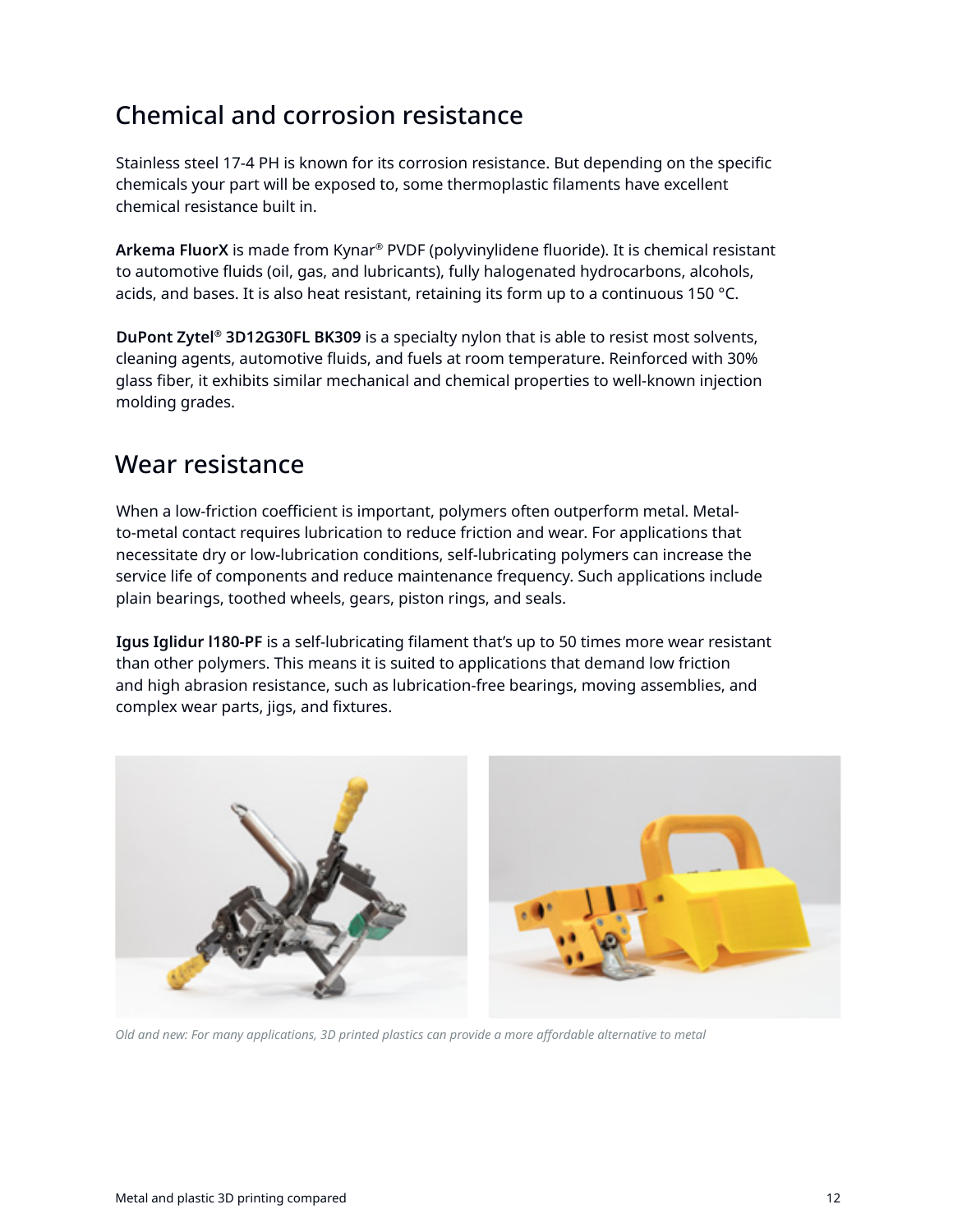## Chemical and corrosion resistance

Stainless steel 17-4 PH is known for its corrosion resistance. But depending on the specific chemicals your part will be exposed to, some thermoplastic filaments have excellent chemical resistance built in.

**Arkema FluorX** is made from Kynar® PVDF (polyvinylidene fluoride). It is chemical resistant to automotive fluids (oil, gas, and lubricants), fully halogenated hydrocarbons, alcohols, acids, and bases. It is also heat resistant, retaining its form up to a continuous 150 °C.

**DuPont Zytel® 3D12G30FL BK309** is a specialty nylon that is able to resist most solvents, cleaning agents, automotive fluids, and fuels at room temperature. Reinforced with 30% glass fiber, it exhibits similar mechanical and chemical properties to well-known injection molding grades.

## Wear resistance

When a low-friction coefficient is important, polymers often outperform metal. Metal-to-metal contact requires lubrication to reduce friction and wear. For applications that necessitate dry or low-lubrication conditions, self-lubricating polymers can increase the service life of components and reduce maintenance frequency. Such applications include plain bearings, toothed wheels, gears, piston rings, and seals.

**Igus Iglidur I180-PF** is a self-lubricating filament that's up to 50 times more wear resistant than other polymers. This means it is suited to applications that demand low friction and high abrasion resistance, such as lubrication-free bearings, moving assemblies, and complex wear parts, jigs, and fixtures.

*Old and new: For many applications, 3D printed plastics can provide a more affordable alternative to metal*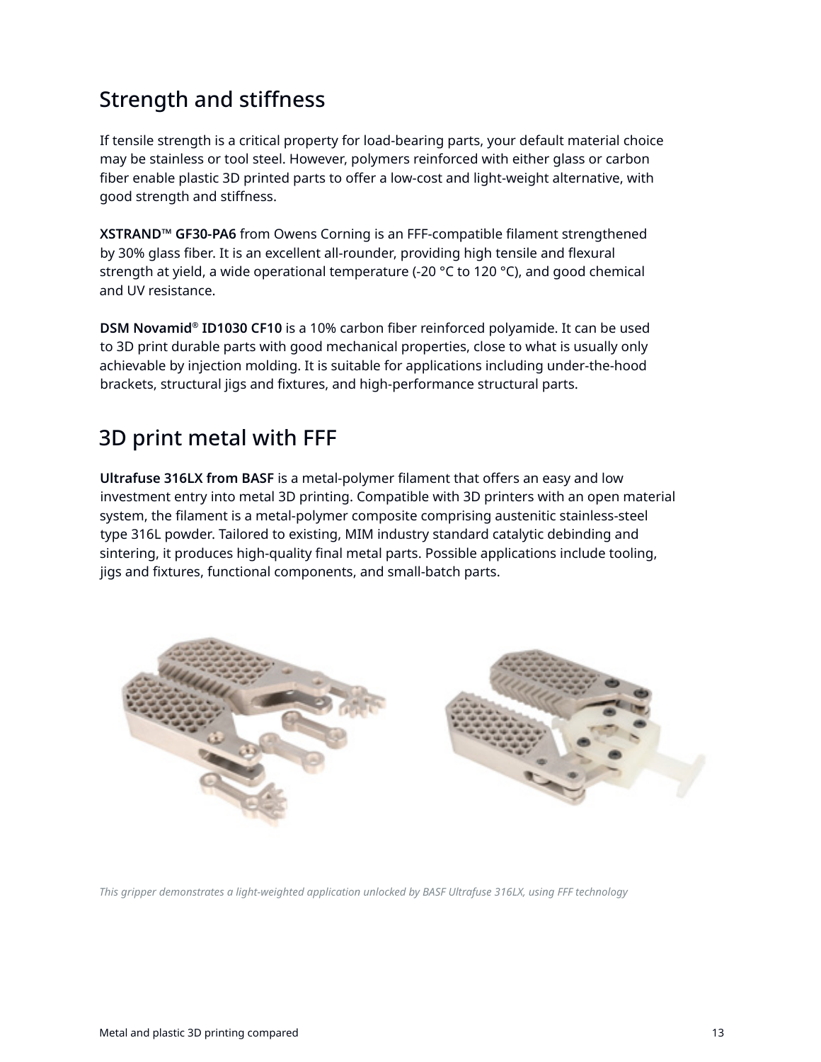## Strength and stiffness

If tensile strength is a critical property for load-bearing parts, your default material choice may be stainless or tool steel. However, polymers reinforced with either glass or carbon fiber enable plastic 3D printed parts to offer a low-cost and light-weight alternative, with good strength and stiffness.

**XSTRAND™ GF30-PA6** from Owens Corning is an FFF-compatible filament strengthened by 30% glass fiber. It is an excellent all-rounder, providing high tensile and flexural strength at yield, a wide operational temperature (-20 °C to 120 °C), and good chemical and UV resistance.

**DSM Novamid® ID1030 CF10** is a 10% carbon fiber reinforced polyamide. It can be used to 3D print durable parts with good mechanical properties, close to what is usually only achievable by injection molding. It is suitable for applications including under-the-hood brackets, structural jigs and fixtures, and high-performance structural parts.

## 3D print metal with FFF

**Ultrafuse 316LX from BASF** is a metal-polymer filament that offers an easy and low investment entry into metal 3D printing. Compatible with 3D printers with an open material system, the filament is a metal-polymer composite comprising austenitic stainless-steel type 316L powder. Tailored to existing, MIM industry standard catalytic debinding and sintering, it produces high-quality final metal parts. Possible applications include tooling, jigs and fixtures, functional components, and small-batch parts.

*This gripper demonstrates a light-weighted application unlocked by BASF Ultrafuse 316LX, using FFF technology*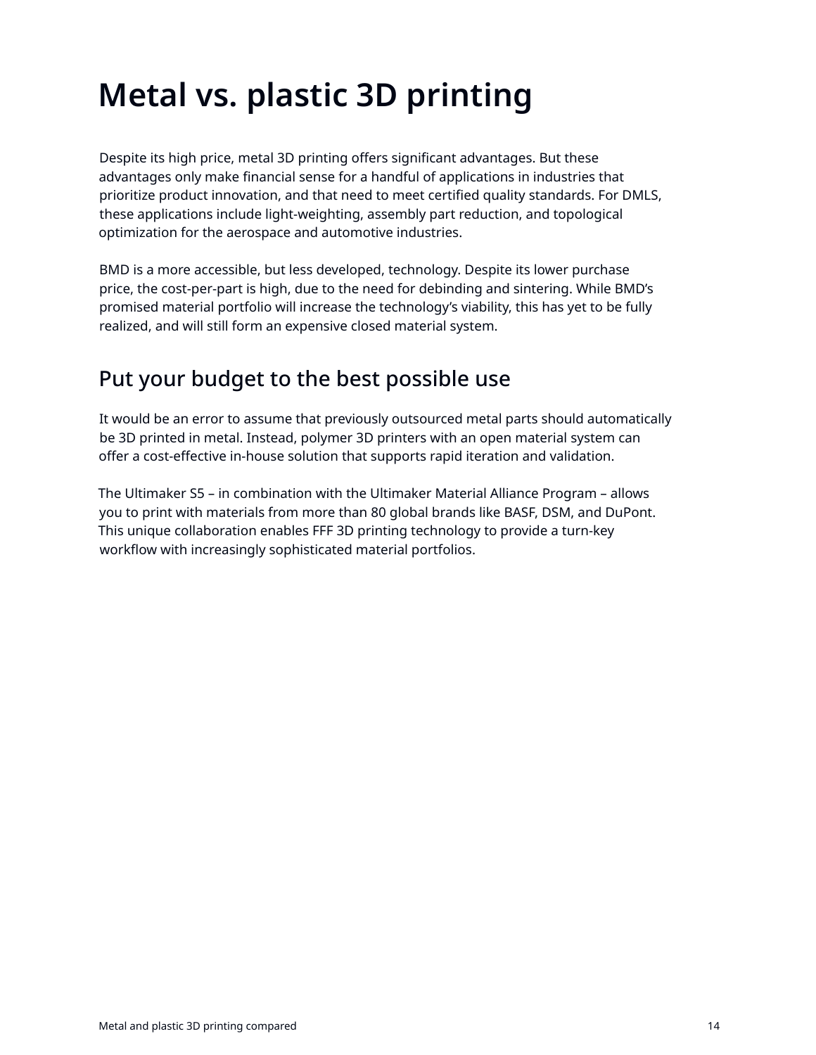# Metal vs. plastic 3D printing

Despite its high price, metal 3D printing offers significant advantages. But these advantages only make financial sense for a handful of applications in industries that prioritize product innovation, and that need to meet certified quality standards. For DMLS, these applications include light-weighting, assembly part reduction, and topological optimization for the aerospace and automotive industries.

BMD is a more accessible, but less developed, technology. Despite its lower purchase price, the cost-per-part is high, due to the need for debinding and sintering. While BMD's promised material portfolio will increase the technology's viability, this has yet to be fully realized, and will still form an expensive closed material system.

## Put your budget to the best possible use

It would be an error to assume that previously outsourced metal parts should automatically be 3D printed in metal. Instead, polymer 3D printers with an open material system can offer a cost-effective in-house solution that supports rapid iteration and validation.

The Ultimaker S5 – in combination with the Ultimaker Material Alliance Program – allows you to print with materials from more than 80 global brands like BASF, DSM, and DuPont. This unique collaboration enables FFF 3D printing technology to provide a turn-key workflow with increasingly sophisticated material portfolios.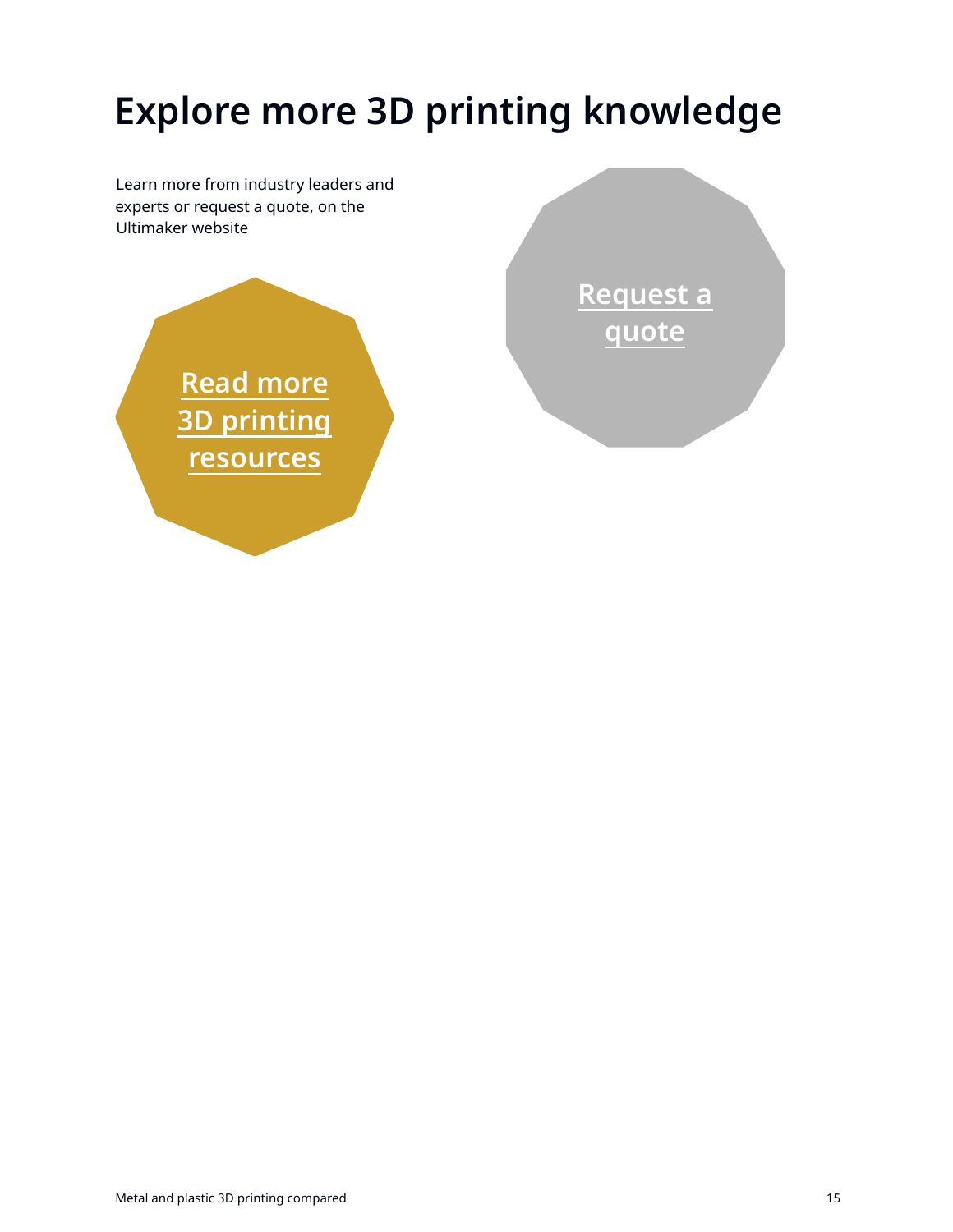# Explore more 3D printing knowledge

Learn more from industry leaders and experts or request a quote, on the Ultimaker website

Read more 3D printing resources

Request a quote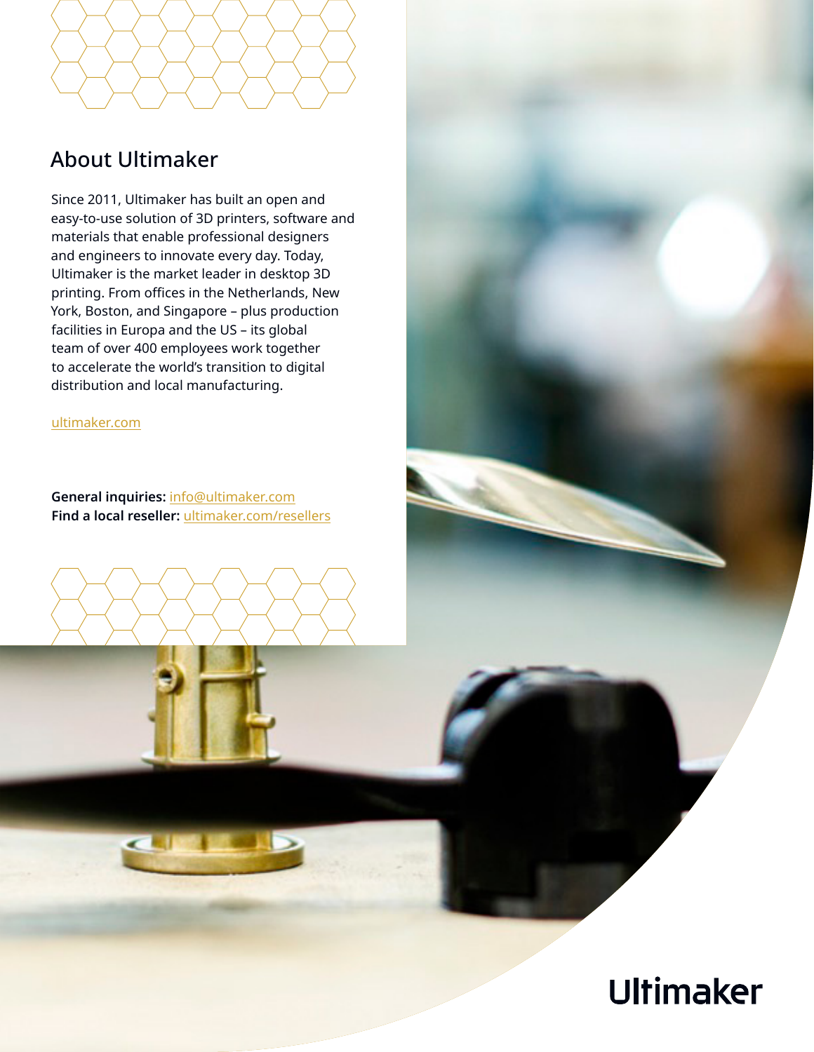## About Ultimaker

Since 2011, Ultimaker has built an open and easy-to-use solution of 3D printers, software and materials that enable professional designers and engineers to innovate every day. Today, Ultimaker is the market leader in desktop 3D printing. From offices in the Netherlands, New York, Boston, and Singapore – plus production facilities in Europa and the US – its global team of over 400 employees work together to accelerate the world's transition to digital distribution and local manufacturing.

ultimaker.com

**General inquiries:** info@ultimaker.com
**Find a local reseller:** ultimaker.com/resellers

Ultimaker